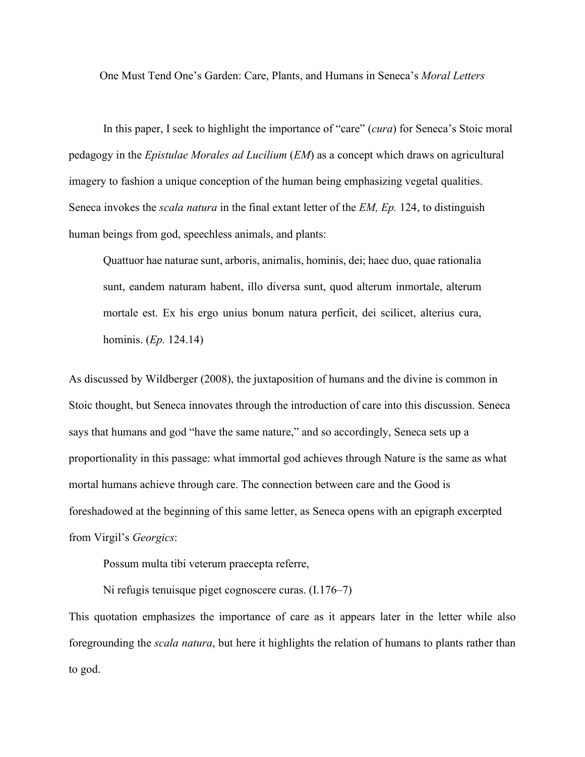# One Must Tend One's Garden: Care, Plants, and Humans in Seneca's *Moral Letters*

In this paper, I seek to highlight the importance of "care" (*cura*) for Seneca's Stoic moral pedagogy in the *Epistulae Morales ad Lucilium* (*EM*) as a concept which draws on agricultural imagery to fashion a unique conception of the human being emphasizing vegetal qualities. Seneca invokes the *scala natura* in the final extant letter of the *EM, Ep.* 124, to distinguish human beings from god, speechless animals, and plants:

> Quattuor hae naturae sunt, arboris, animalis, hominis, dei; haec duo, quae rationalia sunt, eandem naturam habent, illo diversa sunt, quod alterum inmortale, alterum mortale est. Ex his ergo unius bonum natura perficit, dei scilicet, alterius cura, hominis. (*Ep.* 124.14)

As discussed by Wildberger (2008), the juxtaposition of humans and the divine is common in Stoic thought, but Seneca innovates through the introduction of care into this discussion. Seneca says that humans and god "have the same nature," and so accordingly, Seneca sets up a proportionality in this passage: what immortal god achieves through Nature is the same as what mortal humans achieve through care. The connection between care and the Good is foreshadowed at the beginning of this same letter, as Seneca opens with an epigraph excerpted from Virgil's *Georgics*:

> Possum multa tibi veterum praecepta referre,
>
> Ni refugis tenuisque piget cognoscere curas. (I.176–7)

This quotation emphasizes the importance of care as it appears later in the letter while also foregrounding the *scala natura*, but here it highlights the relation of humans to plants rather than to god.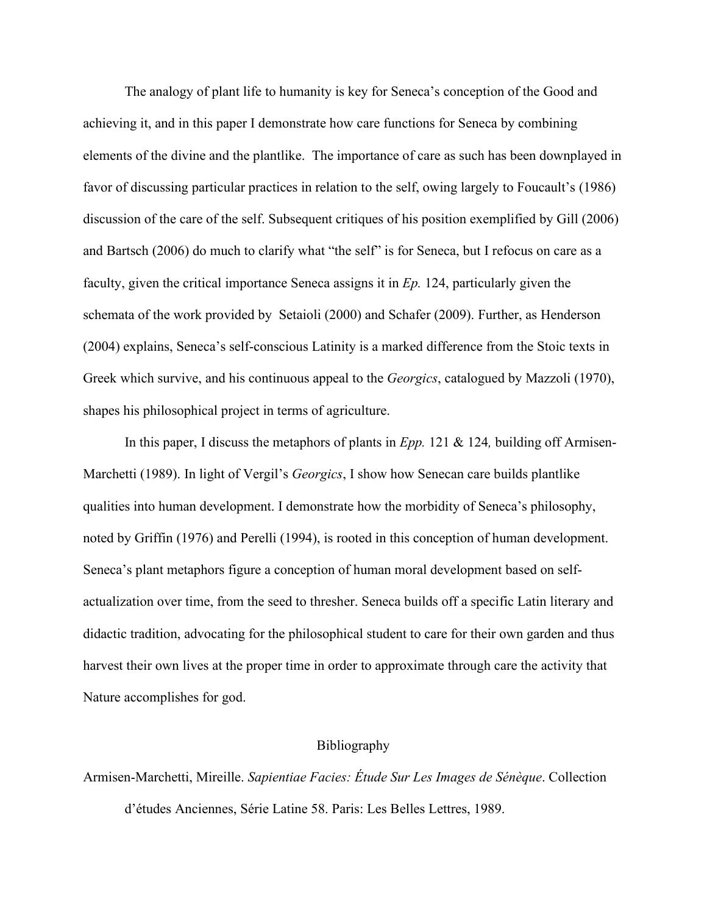The analogy of plant life to humanity is key for Seneca's conception of the Good and achieving it, and in this paper I demonstrate how care functions for Seneca by combining elements of the divine and the plantlike. The importance of care as such has been downplayed in favor of discussing particular practices in relation to the self, owing largely to Foucault's (1986) discussion of the care of the self. Subsequent critiques of his position exemplified by Gill (2006) and Bartsch (2006) do much to clarify what "the self" is for Seneca, but I refocus on care as a faculty, given the critical importance Seneca assigns it in *Ep.* 124, particularly given the schemata of the work provided by Setaioli (2000) and Schafer (2009). Further, as Henderson (2004) explains, Seneca's self-conscious Latinity is a marked difference from the Stoic texts in Greek which survive, and his continuous appeal to the *Georgics*, catalogued by Mazzoli (1970), shapes his philosophical project in terms of agriculture.

In this paper, I discuss the metaphors of plants in *Epp.* 121 & 124*,* building off Armisen-Marchetti (1989). In light of Vergil's *Georgics*, I show how Senecan care builds plantlike qualities into human development. I demonstrate how the morbidity of Seneca's philosophy, noted by Griffin (1976) and Perelli (1994), is rooted in this conception of human development. Seneca's plant metaphors figure a conception of human moral development based on self-actualization over time, from the seed to thresher. Seneca builds off a specific Latin literary and didactic tradition, advocating for the philosophical student to care for their own garden and thus harvest their own lives at the proper time in order to approximate through care the activity that Nature accomplishes for god.

## Bibliography

Armisen-Marchetti, Mireille. *Sapientiae Facies: Étude Sur Les Images de Sénèque*. Collection d'études Anciennes, Série Latine 58. Paris: Les Belles Lettres, 1989.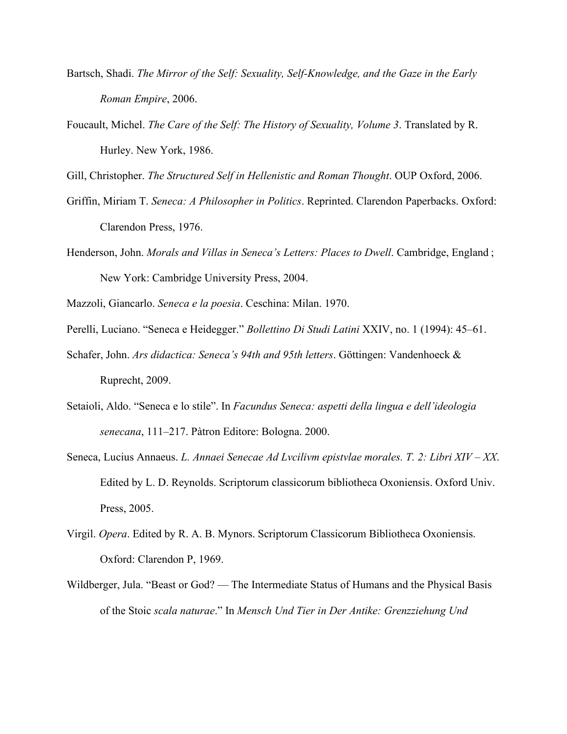Bartsch, Shadi. *The Mirror of the Self: Sexuality, Self-Knowledge, and the Gaze in the Early Roman Empire*, 2006.

Foucault, Michel. *The Care of the Self: The History of Sexuality, Volume 3*. Translated by R. Hurley. New York, 1986.

Gill, Christopher. *The Structured Self in Hellenistic and Roman Thought*. OUP Oxford, 2006.

Griffin, Miriam T. *Seneca: A Philosopher in Politics*. Reprinted. Clarendon Paperbacks. Oxford: Clarendon Press, 1976.

Henderson, John. *Morals and Villas in Seneca's Letters: Places to Dwell*. Cambridge, England ; New York: Cambridge University Press, 2004.

Mazzoli, Giancarlo. *Seneca e la poesia*. Ceschina: Milan. 1970.

Perelli, Luciano. "Seneca e Heidegger." *Bollettino Di Studi Latini* XXIV, no. 1 (1994): 45–61.

Schafer, John. *Ars didactica: Seneca's 94th and 95th letters*. Göttingen: Vandenhoeck & Ruprecht, 2009.

Setaioli, Aldo. "Seneca e lo stile". In *Facundus Seneca: aspetti della lingua e dell'ideologia senecana*, 111–217. Pàtron Editore: Bologna. 2000.

Seneca, Lucius Annaeus. *L. Annaei Senecae Ad Lvcilivm epistvlae morales. T. 2: Libri XIV – XX*. Edited by L. D. Reynolds. Scriptorum classicorum bibliotheca Oxoniensis. Oxford Univ. Press, 2005.

Virgil. *Opera*. Edited by R. A. B. Mynors. Scriptorum Classicorum Bibliotheca Oxoniensis. Oxford: Clarendon P, 1969.

Wildberger, Jula. "Beast or God? — The Intermediate Status of Humans and the Physical Basis of the Stoic *scala naturae*." In *Mensch Und Tier in Der Antike: Grenzziehung Und*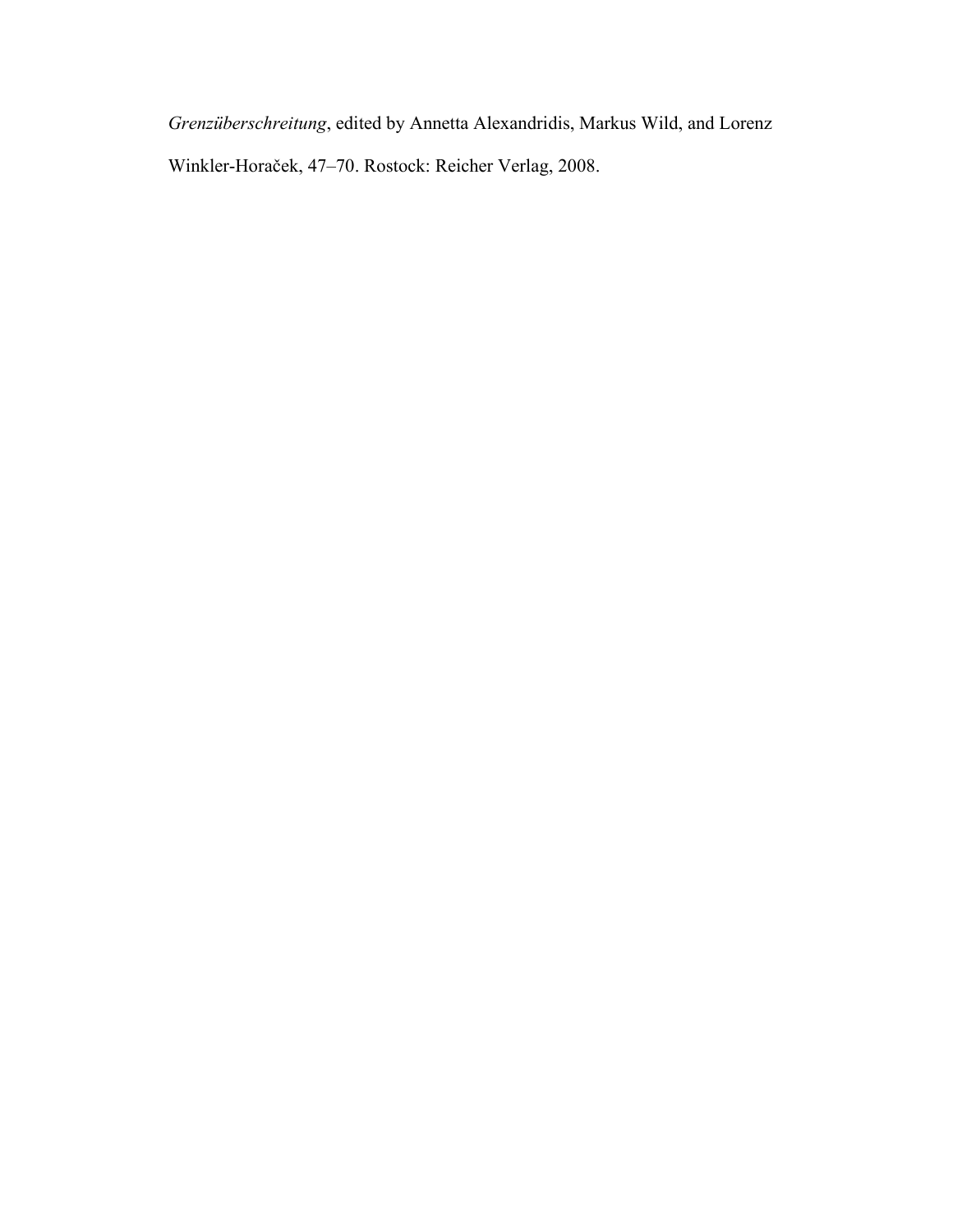*Grenzüberschreitung*, edited by Annetta Alexandridis, Markus Wild, and Lorenz Winkler-Horaček, 47–70. Rostock: Reicher Verlag, 2008.